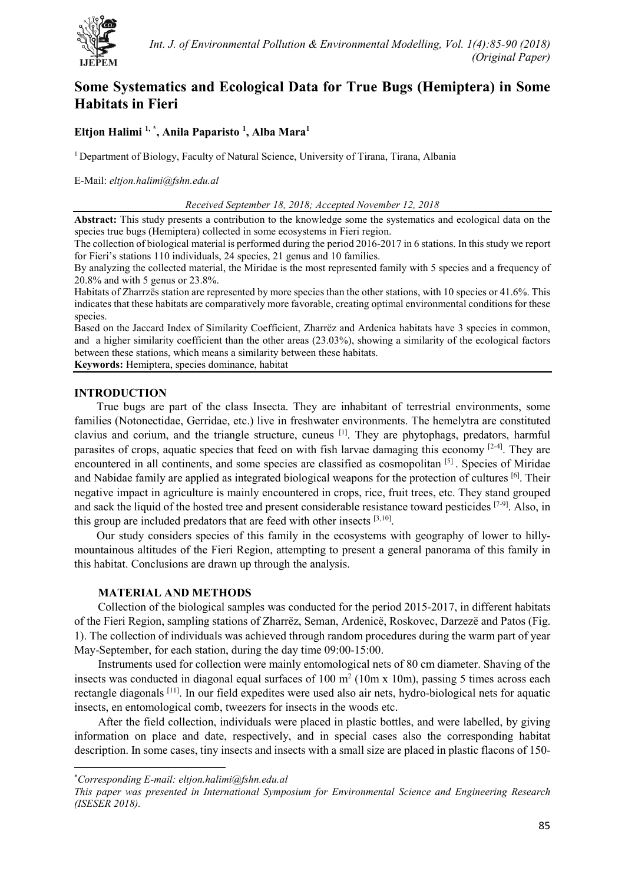# Some Systematics and Ecological Data for True Bugs (Hemiptera) in Some Habitats in Fieri

**Eltjon Halimi [1,*], Anila Paparisto [1], Alba Mara[1]**

[1] Department of Biology, Faculty of Natural Science, University of Tirana, Tirana, Albania

E-Mail: *eltjon.halimi@fshn.edu.al*

*Received September 18, 2018; Accepted November 12, 2018*

**Abstract:** This study presents a contribution to the knowledge some the systematics and ecological data on the species true bugs (Hemiptera) collected in some ecosystems in Fieri region.

The collection of biological material is performed during the period 2016-2017 in 6 stations. In this study we report for Fieri's stations 110 individuals, 24 species, 21 genus and 10 families.

By analyzing the collected material, the Miridae is the most represented family with 5 species and a frequency of 20.8% and with 5 genus or 23.8%.

Habitats of Zharrzës station are represented by more species than the other stations, with 10 species or 41.6%. This indicates that these habitats are comparatively more favorable, creating optimal environmental conditions for these species.

Based on the Jaccard Index of Similarity Coefficient, Zharrëz and Ardenica habitats have 3 species in common, and a higher similarity coefficient than the other areas (23.03%), showing a similarity of the ecological factors between these stations, which means a similarity between these habitats.

**Keywords:** Hemiptera, species dominance, habitat

## INTRODUCTION

True bugs are part of the class Insecta. They are inhabitant of terrestrial environments, some families (Notonectidae, Gerridae, etc.) live in freshwater environments. The hemelytra are constituted clavius and corium, and the triangle structure, cuneus [1]. They are phytophags, predators, harmful parasites of crops, aquatic species that feed on with fish larvae damaging this economy [2-4]. They are encountered in all continents, and some species are classified as cosmopolitan [5]. Species of Miridae and Nabidae family are applied as integrated biological weapons for the protection of cultures [6]. Their negative impact in agriculture is mainly encountered in crops, rice, fruit trees, etc. They stand grouped and sack the liquid of the hosted tree and present considerable resistance toward pesticides [7-9]. Also, in this group are included predators that are feed with other insects [3,10].

Our study considers species of this family in the ecosystems with geography of lower to hilly-mountainous altitudes of the Fieri Region, attempting to present a general panorama of this family in this habitat. Conclusions are drawn up through the analysis.

## MATERIAL AND METHODS

Collection of the biological samples was conducted for the period 2015-2017, in different habitats of the Fieri Region, sampling stations of Zharrëz, Seman, Ardenicë, Roskovec, Darzezë and Patos (Fig. 1). The collection of individuals was achieved through random procedures during the warm part of year May-September, for each station, during the day time 09:00-15:00.

Instruments used for collection were mainly entomological nets of 80 cm diameter. Shaving of the insects was conducted in diagonal equal surfaces of 100 m$^2$ (10m x 10m), passing 5 times across each rectangle diagonals [11]. In our field expedites were used also air nets, hydro-biological nets for aquatic insects, en entomological comb, tweezers for insects in the woods etc.

After the field collection, individuals were placed in plastic bottles, and were labelled, by giving information on place and date, respectively, and in special cases also the corresponding habitat description. In some cases, tiny insects and insects with a small size are placed in plastic flacons of 150-

*Corresponding E-mail: eltjon.halimi@fshn.edu.al

*This paper was presented in International Symposium for Environmental Science and Engineering Research (ISESER 2018).*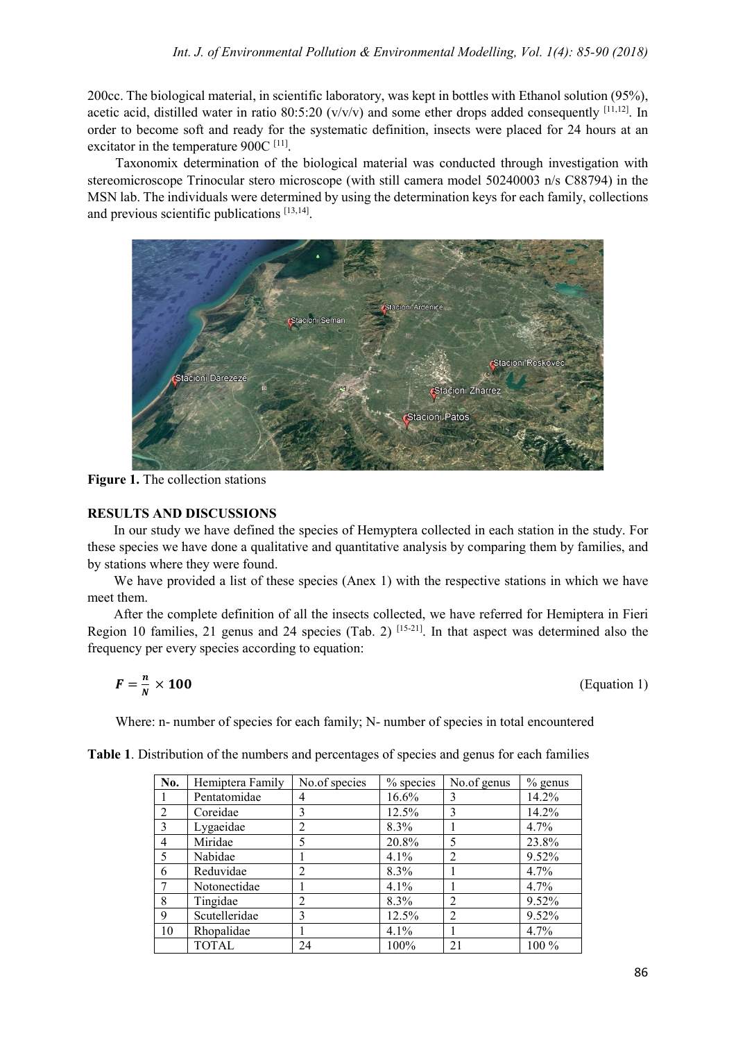200cc. The biological material, in scientific laboratory, was kept in bottles with Ethanol solution (95%), acetic acid, distilled water in ratio 80:5:20 (v/v/v) and some ether drops added consequently [11,12]. In order to become soft and ready for the systematic definition, insects were placed for 24 hours at an excitator in the temperature 900C [11].

Taxonomix determination of the biological material was conducted through investigation with stereomicroscope Trinocular stero microscope (with still camera model 50240003 n/s C88794) in the MSN lab. The individuals were determined by using the determination keys for each family, collections and previous scientific publications [13,14].

**Figure 1.** The collection stations

## RESULTS AND DISCUSSIONS

In our study we have defined the species of Hemyptera collected in each station in the study. For these species we have done a qualitative and quantitative analysis by comparing them by families, and by stations where they were found.

We have provided a list of these species (Anex 1) with the respective stations in which we have meet them.

After the complete definition of all the insects collected, we have referred for Hemiptera in Fieri Region 10 families, 21 genus and 24 species (Tab. 2) [15-21]. In that aspect was determined also the frequency per every species according to equation:

$$F = \frac{n}{N} \times 100 \quad \text{(Equation 1)}$$

Where: n- number of species for each family; N- number of species in total encountered

**Table 1**. Distribution of the numbers and percentages of species and genus for each families

| No. | Hemiptera Family | No.of species | % species | No.of genus | % genus |
|---|---|---|---|---|---|
| 1 | Pentatomidae | 4 | 16.6% | 3 | 14.2% |
| 2 | Coreidae | 3 | 12.5% | 3 | 14.2% |
| 3 | Lygaeidae | 2 | 8.3% | 1 | 4.7% |
| 4 | Miridae | 5 | 20.8% | 5 | 23.8% |
| 5 | Nabidae | 1 | 4.1% | 2 | 9.52% |
| 6 | Reduvidae | 2 | 8.3% | 1 | 4.7% |
| 7 | Notonectidae | 1 | 4.1% | 1 | 4.7% |
| 8 | Tingidae | 2 | 8.3% | 2 | 9.52% |
| 9 | Scutelleridae | 3 | 12.5% | 2 | 9.52% |
| 10 | Rhopalidae | 1 | 4.1% | 1 | 4.7% |
| | TOTAL | 24 | 100% | 21 | 100 % |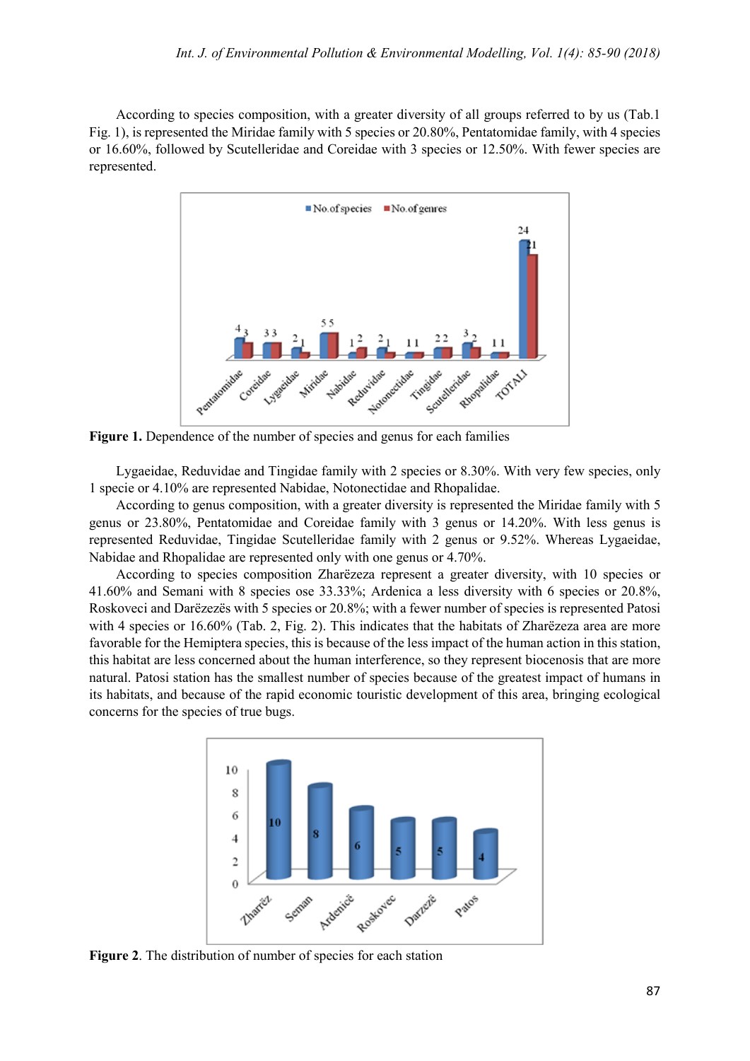According to species composition, with a greater diversity of all groups referred to by us (Tab.1 Fig. 1), is represented the Miridae family with 5 species or 20.80%, Pentatomidae family, with 4 species or 16.60%, followed by Scutelleridae and Coreidae with 3 species or 12.50%. With fewer species are represented.

**Figure 1.** Dependence of the number of species and genus for each families

Lygaeidae, Reduvidae and Tingidae family with 2 species or 8.30%. With very few species, only 1 specie or 4.10% are represented Nabidae, Notonectidae and Rhopalidae.

According to genus composition, with a greater diversity is represented the Miridae family with 5 genus or 23.80%, Pentatomidae and Coreidae family with 3 genus or 14.20%. With less genus is represented Reduvidae, Tingidae Scutelleridae family with 2 genus or 9.52%. Whereas Lygaeidae, Nabidae and Rhopalidae are represented only with one genus or 4.70%.

According to species composition Zharëzeza represent a greater diversity, with 10 species or 41.60% and Semani with 8 species ose 33.33%; Ardenica a less diversity with 6 species or 20.8%, Roskoveci and Darëzezës with 5 species or 20.8%; with a fewer number of species is represented Patosi with 4 species or 16.60% (Tab. 2, Fig. 2). This indicates that the habitats of Zharëzeza area are more favorable for the Hemiptera species, this is because of the less impact of the human action in this station, this habitat are less concerned about the human interference, so they represent biocenosis that are more natural. Patosi station has the smallest number of species because of the greatest impact of humans in its habitats, and because of the rapid economic touristic development of this area, bringing ecological concerns for the species of true bugs.

**Figure 2**. The distribution of number of species for each station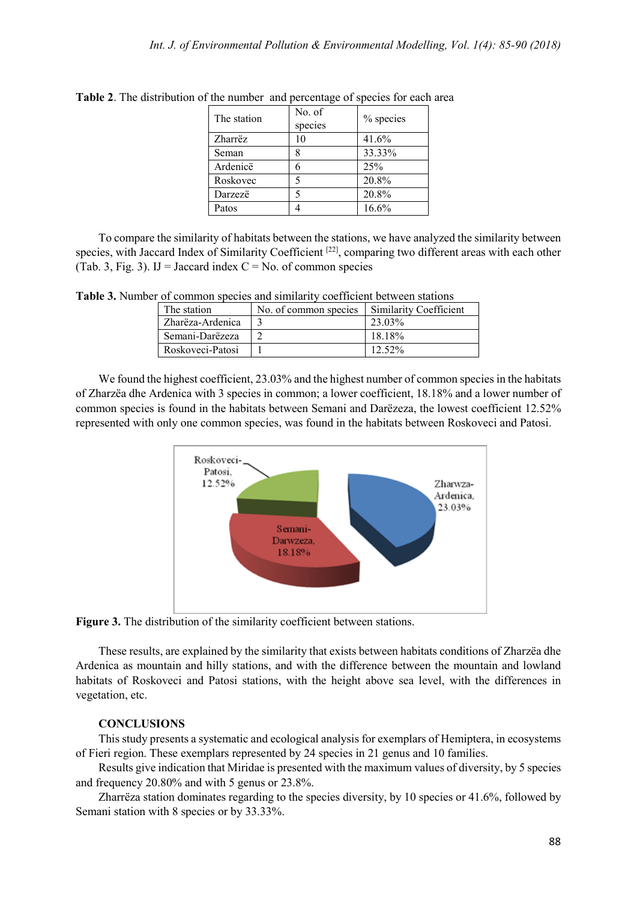**Table 2**. The distribution of the number and percentage of species for each area

| The station | No. of species | % species |
|---|---|---|
| Zharrëz | 10 | 41.6% |
| Seman | 8 | 33.33% |
| Ardenicë | 6 | 25% |
| Roskovec | 5 | 20.8% |
| Darzezë | 5 | 20.8% |
| Patos | 4 | 16.6% |

To compare the similarity of habitats between the stations, we have analyzed the similarity between species, with Jaccard Index of Similarity Coefficient [22], comparing two different areas with each other (Tab. 3, Fig. 3). IJ = Jaccard index C = No. of common species

**Table 3.** Number of common species and similarity coefficient between stations

| The station | No. of common species | Similarity Coefficient |
|---|---|---|
| Zharëza-Ardenica | 3 | 23.03% |
| Semani-Darëzeza | 2 | 18.18% |
| Roskoveci-Patosi | 1 | 12.52% |

We found the highest coefficient, 23.03% and the highest number of common species in the habitats of Zharzëa dhe Ardenica with 3 species in common; a lower coefficient, 18.18% and a lower number of common species is found in the habitats between Semani and Darëzeza, the lowest coefficient 12.52% represented with only one common species, was found in the habitats between Roskoveci and Patosi.

**Figure 3.** The distribution of the similarity coefficient between stations.

These results, are explained by the similarity that exists between habitats conditions of Zharzëa dhe Ardenica as mountain and hilly stations, and with the difference between the mountain and lowland habitats of Roskoveci and Patosi stations, with the height above sea level, with the differences in vegetation, etc.

## CONCLUSIONS

This study presents a systematic and ecological analysis for exemplars of Hemiptera, in ecosystems of Fieri region. These exemplars represented by 24 species in 21 genus and 10 families.

Results give indication that Miridae is presented with the maximum values of diversity, by 5 species and frequency 20.80% and with 5 genus or 23.8%.

Zharrëza station dominates regarding to the species diversity, by 10 species or 41.6%, followed by Semani station with 8 species or by 33.33%.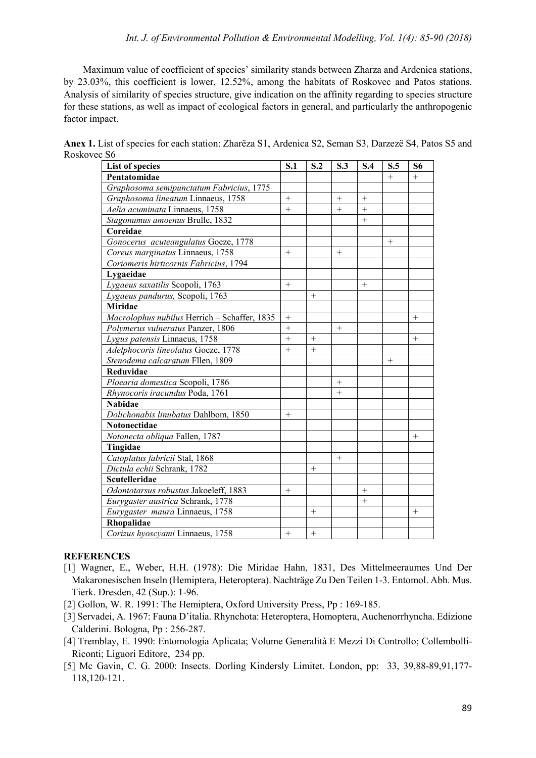Maximum value of coefficient of species' similarity stands between Zharza and Ardenica stations, by 23.03%, this coefficient is lower, 12.52%, among the habitats of Roskovec and Patos stations. Analysis of similarity of species structure, give indication on the affinity regarding to species structure for these stations, as well as impact of ecological factors in general, and particularly the anthropogenic factor impact.

**Anex 1.** List of species for each station: Zharëza S1, Ardenica S2, Seman S3, Darzezë S4, Patos S5 and Roskovec S6

| List of species | S.1 | S.2 | S.3 | S.4 | S.5 | S6 |
|---|---|---|---|---|---|---|
| **Pentatomidae** | | | | | + | + |
| *Graphosoma semipunctatum Fabricius*, 1775 | | | | | | |
| *Graphosoma lineatum* Linnaeus, 1758 | + | | + | + | | |
| *Aelia acuminata* Linnaeus, 1758 | + | | + | + | | |
| *Stagonumus amoenus* Brulle, 1832 | | | | + | | |
| **Coreidae** | | | | | | |
| *Gonocerus acuteangulatus* Goeze, 1778 | | | | | + | |
| *Coreus marginatus* Linnaeus, 1758 | + | | + | | | |
| *Coriomeris hirticornis Fabricius*, 1794 | | | | | | |
| **Lygaeidae** | | | | | | |
| *Lygaeus saxatilis* Scopoli, 1763 | + | | | + | | |
| *Lygaeus pandurus,* Scopoli, 1763 | | + | | | | |
| **Miridae** | | | | | | |
| *Macrolophus nubilus* Herrich – Schaffer, 1835 | + | | | | | + |
| *Polymerus vulneratus* Panzer, 1806 | + | | + | | | |
| *Lygus patensis* Linnaeus, 1758 | + | + | | | | + |
| *Adelphocoris lineolatus* Goeze, 1778 | + | + | | | | |
| *Stenodema calcaratum* Fllen, 1809 | | | | | + | |
| **Reduvidae** | | | | | | |
| *Ploearia domestica* Scopoli, 1786 | | | + | | | |
| *Rhynocoris iracundus* Poda, 1761 | | | + | | | |
| **Nabidae** | | | | | | |
| *Dolichonabis linubatus* Dahlbom, 1850 | + | | | | | |
| **Notonectidae** | | | | | | |
| *Notonecta obliqua* Fallen, 1787 | | | | | | + |
| **Tingidae** | | | | | | |
| *Catoplatus fabricii* Stal, 1868 | | | + | | | |
| *Dictula echii* Schrank, 1782 | | + | | | | |
| **Scutelleridae** | | | | | | |
| *Odontotarsus robustus* Jakoeleff, 1883 | + | | | + | | |
| *Eurygaster austrica* Schrank, 1778 | | | | + | | |
| *Eurygaster maura* Linnaeus, 1758 | | + | | | | + |
| **Rhopalidae** | | | | | | |
| *Corizus hyoscyami* Linnaeus, 1758 | + | + | | | | |

## REFERENCES

[1] Wagner, E., Weber, H.H. (1978): Die Miridae Hahn, 1831, Des Mittelmeeraumes Und Der Makaronesischen Inseln (Hemiptera, Heteroptera). Nachträge Zu Den Teilen 1-3. Entomol. Abh. Mus. Tierk. Dresden, 42 (Sup.): 1-96.

[2] Gollon, W. R. 1991: The Hemiptera, Oxford University Press, Pp : 169-185.

[3] Servadei, A. 1967: Fauna D'italia. Rhynchota: Heteroptera, Homoptera, Auchenorrhyncha. Edizione Calderini. Bologna, Pp : 256-287.

[4] Tremblay, E. 1990: Entomologia Aplicata; Volume Generalità E Mezzi Di Controllo; Collembolli-Riconti; Liguori Editore, 234 pp.

[5] Mc Gavin, C. G. 2000: Insects. Dorling Kindersly Limitet. London, pp: 33, 39,88-89,91,177-118,120-121.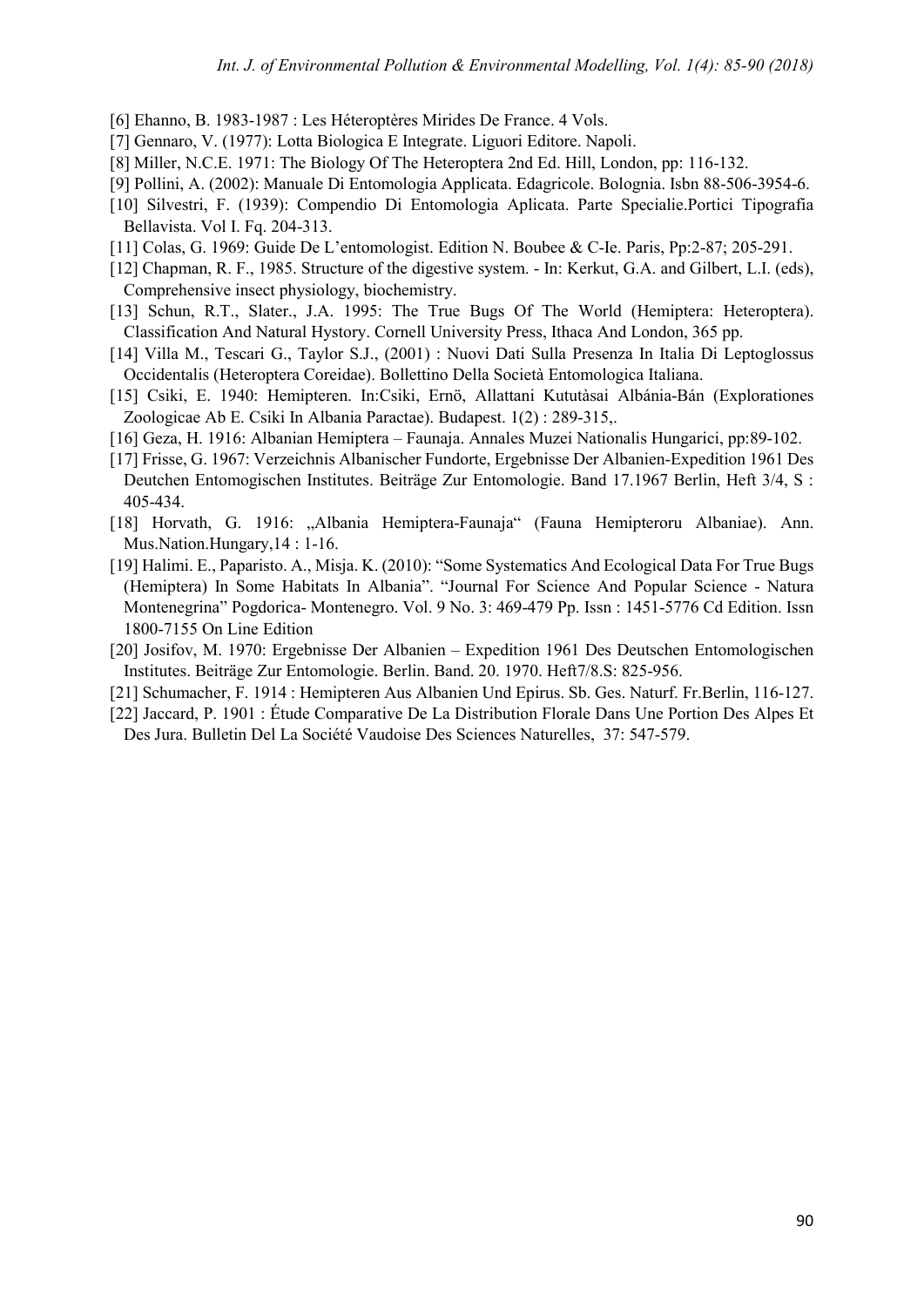[6] Ehanno, B. 1983-1987 : Les Hétéroptères Mirides De France. 4 Vols.

[7] Gennaro, V. (1977): Lotta Biologica E Integrate. Liguori Editore. Napoli.

[8] Miller, N.C.E. 1971: The Biology Of The Heteroptera 2nd Ed. Hill, London, pp: 116-132.

[9] Pollini, A. (2002): Manuale Di Entomologia Applicata. Edagricole. Bolognia. Isbn 88-506-3954-6.

[10] Silvestri, F. (1939): Compendio Di Entomologia Aplicata. Parte Specialie.Portici Tipografia Bellavista. Vol I. Fq. 204-313.

[11] Colas, G. 1969: Guide De L'entomologist. Edition N. Boubee & C-Ie. Paris, Pp:2-87; 205-291.

[12] Chapman, R. F., 1985. Structure of the digestive system. - In: Kerkut, G.A. and Gilbert, L.I. (eds), Comprehensive insect physiology, biochemistry.

[13] Schun, R.T., Slater., J.A. 1995: The True Bugs Of The World (Hemiptera: Heteroptera). Classification And Natural Hystory. Cornell University Press, Ithaca And London, 365 pp.

[14] Villa M., Tescari G., Taylor S.J., (2001) : Nuovi Dati Sulla Presenza In Italia Di Leptoglossus Occidentalis (Heteroptera Coreidae). Bollettino Della Società Entomologica Italiana.

[15] Csiki, E. 1940: Hemipteren. In:Csiki, Ernö, Allattani Kututàsai Albánia-Bán (Explorationes Zoologicae Ab E. Csiki In Albania Paractae). Budapest. 1(2) : 289-315,.

[16] Geza, H. 1916: Albanian Hemiptera – Faunaja. Annales Muzei Nationalis Hungarici, pp:89-102.

[17] Frisse, G. 1967: Verzeichnis Albanischer Fundorte, Ergebnisse Der Albanien-Expedition 1961 Des Deutchen Entomogischen Institutes. Beiträge Zur Entomologie. Band 17.1967 Berlin, Heft 3/4, S : 405-434.

[18] Horvath, G. 1916: „Albania Hemiptera-Faunaja" (Fauna Hemipteroru Albaniae). Ann. Mus.Nation.Hungary,14 : 1-16.

[19] Halimi. E., Paparisto. A., Misja. K. (2010): "Some Systematics And Ecological Data For True Bugs (Hemiptera) In Some Habitats In Albania". "Journal For Science And Popular Science - Natura Montenegrina" Pogdorica- Montenegro. Vol. 9 No. 3: 469-479 Pp. Issn : 1451-5776 Cd Edition. Issn 1800-7155 On Line Edition

[20] Josifov, M. 1970: Ergebnisse Der Albanien – Expedition 1961 Des Deutschen Entomologischen Institutes. Beiträge Zur Entomologie. Berlin. Band. 20. 1970. Heft7/8.S: 825-956.

[21] Schumacher, F. 1914 : Hemipteren Aus Albanien Und Epirus. Sb. Ges. Naturf. Fr.Berlin, 116-127.

[22] Jaccard, P. 1901 : Étude Comparative De La Distribution Florale Dans Une Portion Des Alpes Et Des Jura. Bulletin Del La Société Vaudoise Des Sciences Naturelles, 37: 547-579.